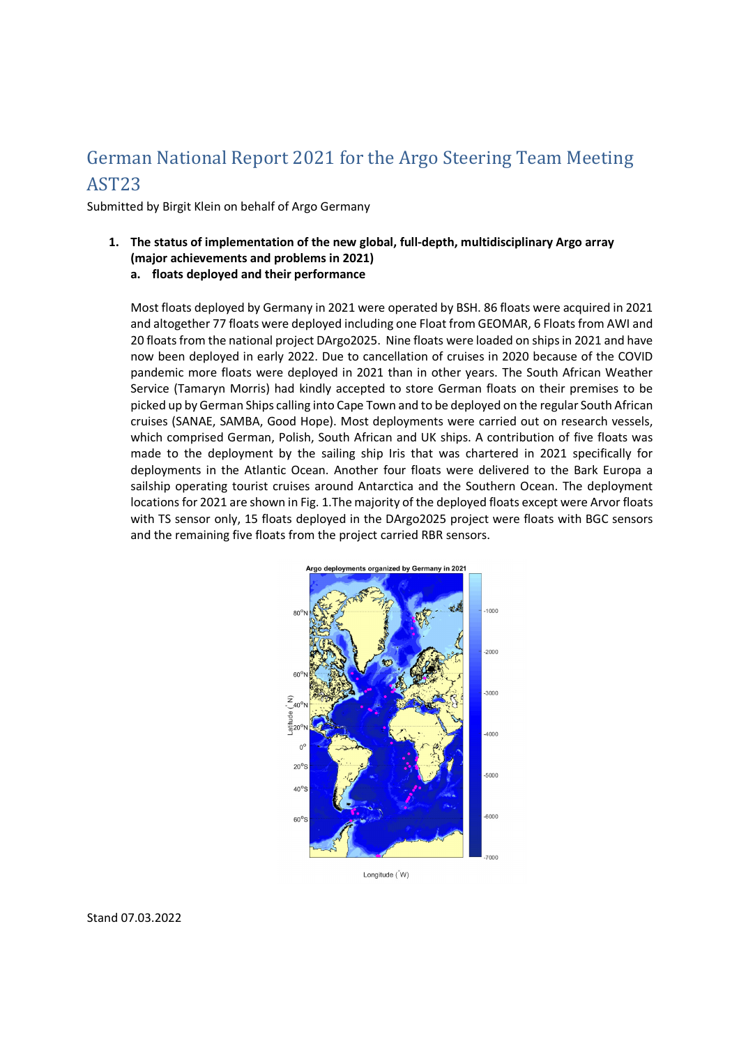# German National Report 2021 for the Argo Steering Team Meeting AST23

Submitted by Birgit Klein on behalf of Argo Germany

1. **The status of implementation of the new global, full-depth, multidisciplinary Argo array (major achievements and problems in 2021)**
   a. **floats deployed and their performance**

Most floats deployed by Germany in 2021 were operated by BSH. 86 floats were acquired in 2021 and altogether 77 floats were deployed including one Float from GEOMAR, 6 Floats from AWI and 20 floats from the national project DArgo2025. Nine floats were loaded on ships in 2021 and have now been deployed in early 2022. Due to cancellation of cruises in 2020 because of the COVID pandemic more floats were deployed in 2021 than in other years. The South African Weather Service (Tamaryn Morris) had kindly accepted to store German floats on their premises to be picked up by German Ships calling into Cape Town and to be deployed on the regular South African cruises (SANAE, SAMBA, Good Hope). Most deployments were carried out on research vessels, which comprised German, Polish, South African and UK ships. A contribution of five floats was made to the deployment by the sailing ship Iris that was chartered in 2021 specifically for deployments in the Atlantic Ocean. Another four floats were delivered to the Bark Europa a sailship operating tourist cruises around Antarctica and the Southern Ocean. The deployment locations for 2021 are shown in Fig. 1.The majority of the deployed floats except were Arvor floats with TS sensor only, 15 floats deployed in the DArgo2025 project were floats with BGC sensors and the remaining five floats from the project carried RBR sensors.

Stand 07.03.2022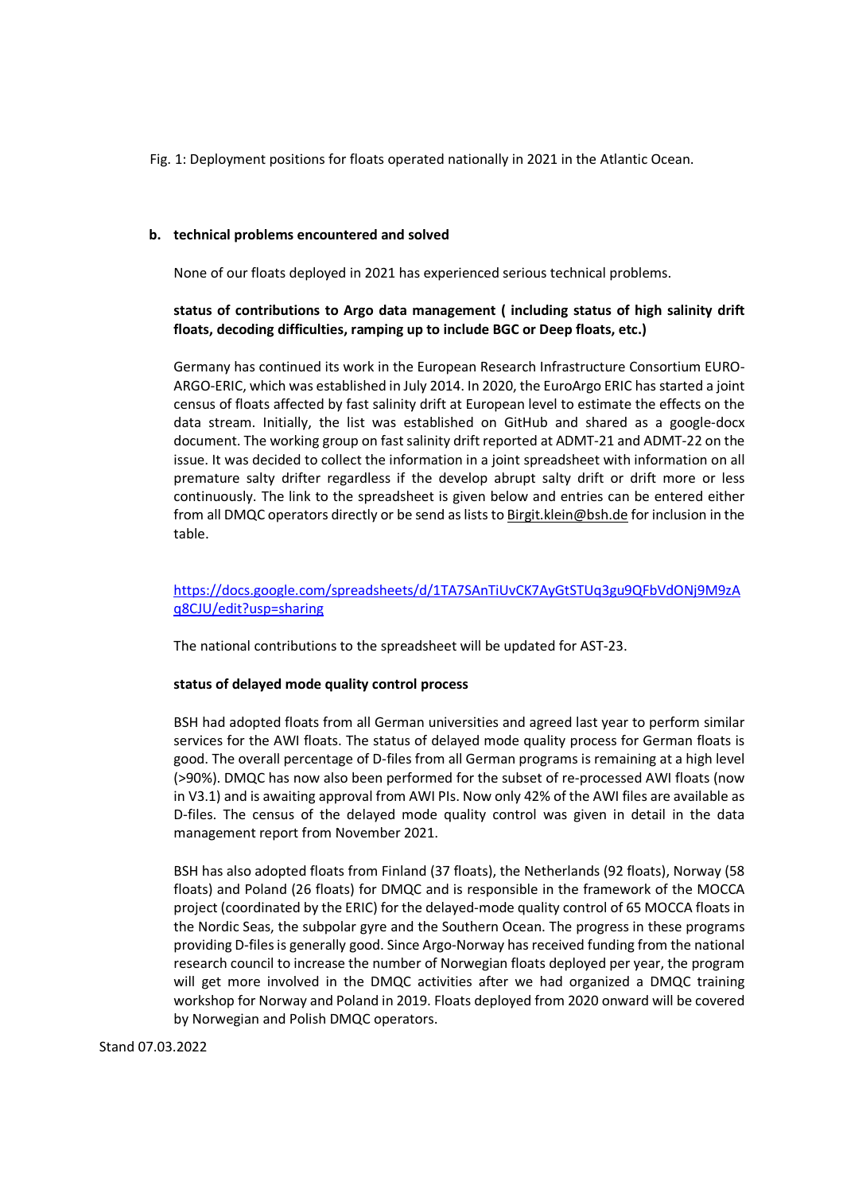Fig. 1: Deployment positions for floats operated nationally in 2021 in the Atlantic Ocean.

**b. technical problems encountered and solved**

None of our floats deployed in 2021 has experienced serious technical problems.

**status of contributions to Argo data management ( including status of high salinity drift floats, decoding difficulties, ramping up to include BGC or Deep floats, etc.)**

Germany has continued its work in the European Research Infrastructure Consortium EURO-ARGO-ERIC, which was established in July 2014. In 2020, the EuroArgo ERIC has started a joint census of floats affected by fast salinity drift at European level to estimate the effects on the data stream. Initially, the list was established on GitHub and shared as a google-docx document. The working group on fast salinity drift reported at ADMT-21 and ADMT-22 on the issue. It was decided to collect the information in a joint spreadsheet with information on all premature salty drifter regardless if the develop abrupt salty drift or drift more or less continuously. The link to the spreadsheet is given below and entries can be entered either from all DMQC operators directly or be send as lists to Birgit.klein@bsh.de for inclusion in the table.

https://docs.google.com/spreadsheets/d/1TA7SAnTiUvCK7AyGtSTUq3gu9QFbVdONj9M9zAq8CJU/edit?usp=sharing

The national contributions to the spreadsheet will be updated for AST-23.

**status of delayed mode quality control process**

BSH had adopted floats from all German universities and agreed last year to perform similar services for the AWI floats. The status of delayed mode quality process for German floats is good. The overall percentage of D-files from all German programs is remaining at a high level (>90%). DMQC has now also been performed for the subset of re-processed AWI floats (now in V3.1) and is awaiting approval from AWI PIs. Now only 42% of the AWI files are available as D-files. The census of the delayed mode quality control was given in detail in the data management report from November 2021.

BSH has also adopted floats from Finland (37 floats), the Netherlands (92 floats), Norway (58 floats) and Poland (26 floats) for DMQC and is responsible in the framework of the MOCCA project (coordinated by the ERIC) for the delayed-mode quality control of 65 MOCCA floats in the Nordic Seas, the subpolar gyre and the Southern Ocean. The progress in these programs providing D-files is generally good. Since Argo-Norway has received funding from the national research council to increase the number of Norwegian floats deployed per year, the program will get more involved in the DMQC activities after we had organized a DMQC training workshop for Norway and Poland in 2019. Floats deployed from 2020 onward will be covered by Norwegian and Polish DMQC operators.

Stand 07.03.2022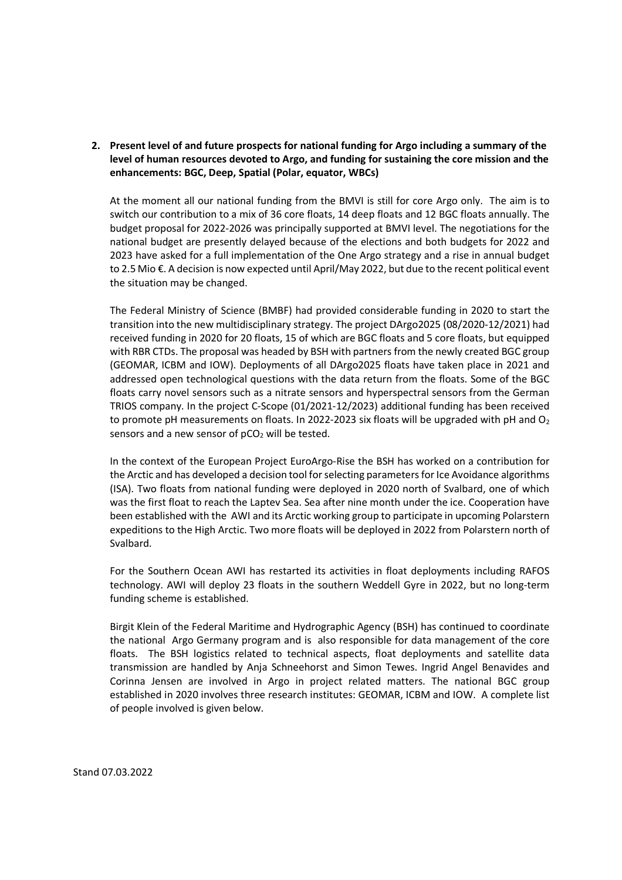## 2. Present level of and future prospects for national funding for Argo including a summary of the level of human resources devoted to Argo, and funding for sustaining the core mission and the enhancements: BGC, Deep, Spatial (Polar, equator, WBCs)

At the moment all our national funding from the BMVI is still for core Argo only. The aim is to switch our contribution to a mix of 36 core floats, 14 deep floats and 12 BGC floats annually. The budget proposal for 2022-2026 was principally supported at BMVI level. The negotiations for the national budget are presently delayed because of the elections and both budgets for 2022 and 2023 have asked for a full implementation of the One Argo strategy and a rise in annual budget to 2.5 Mio €. A decision is now expected until April/May 2022, but due to the recent political event the situation may be changed.

The Federal Ministry of Science (BMBF) had provided considerable funding in 2020 to start the transition into the new multidisciplinary strategy. The project DArgo2025 (08/2020-12/2021) had received funding in 2020 for 20 floats, 15 of which are BGC floats and 5 core floats, but equipped with RBR CTDs. The proposal was headed by BSH with partners from the newly created BGC group (GEOMAR, ICBM and IOW). Deployments of all DArgo2025 floats have taken place in 2021 and addressed open technological questions with the data return from the floats. Some of the BGC floats carry novel sensors such as a nitrate sensors and hyperspectral sensors from the German TRIOS company. In the project C-Scope (01/2021-12/2023) additional funding has been received to promote pH measurements on floats. In 2022-2023 six floats will be upgraded with pH and $O_2$ sensors and a new sensor of $pCO_2$ will be tested.

In the context of the European Project EuroArgo-Rise the BSH has worked on a contribution for the Arctic and has developed a decision tool for selecting parameters for Ice Avoidance algorithms (ISA). Two floats from national funding were deployed in 2020 north of Svalbard, one of which was the first float to reach the Laptev Sea. Sea after nine month under the ice. Cooperation have been established with the AWI and its Arctic working group to participate in upcoming Polarstern expeditions to the High Arctic. Two more floats will be deployed in 2022 from Polarstern north of Svalbard.

For the Southern Ocean AWI has restarted its activities in float deployments including RAFOS technology. AWI will deploy 23 floats in the southern Weddell Gyre in 2022, but no long-term funding scheme is established.

Birgit Klein of the Federal Maritime and Hydrographic Agency (BSH) has continued to coordinate the national Argo Germany program and is also responsible for data management of the core floats. The BSH logistics related to technical aspects, float deployments and satellite data transmission are handled by Anja Schneehorst and Simon Tewes. Ingrid Angel Benavides and Corinna Jensen are involved in Argo in project related matters. The national BGC group established in 2020 involves three research institutes: GEOMAR, ICBM and IOW. A complete list of people involved is given below.

Stand 07.03.2022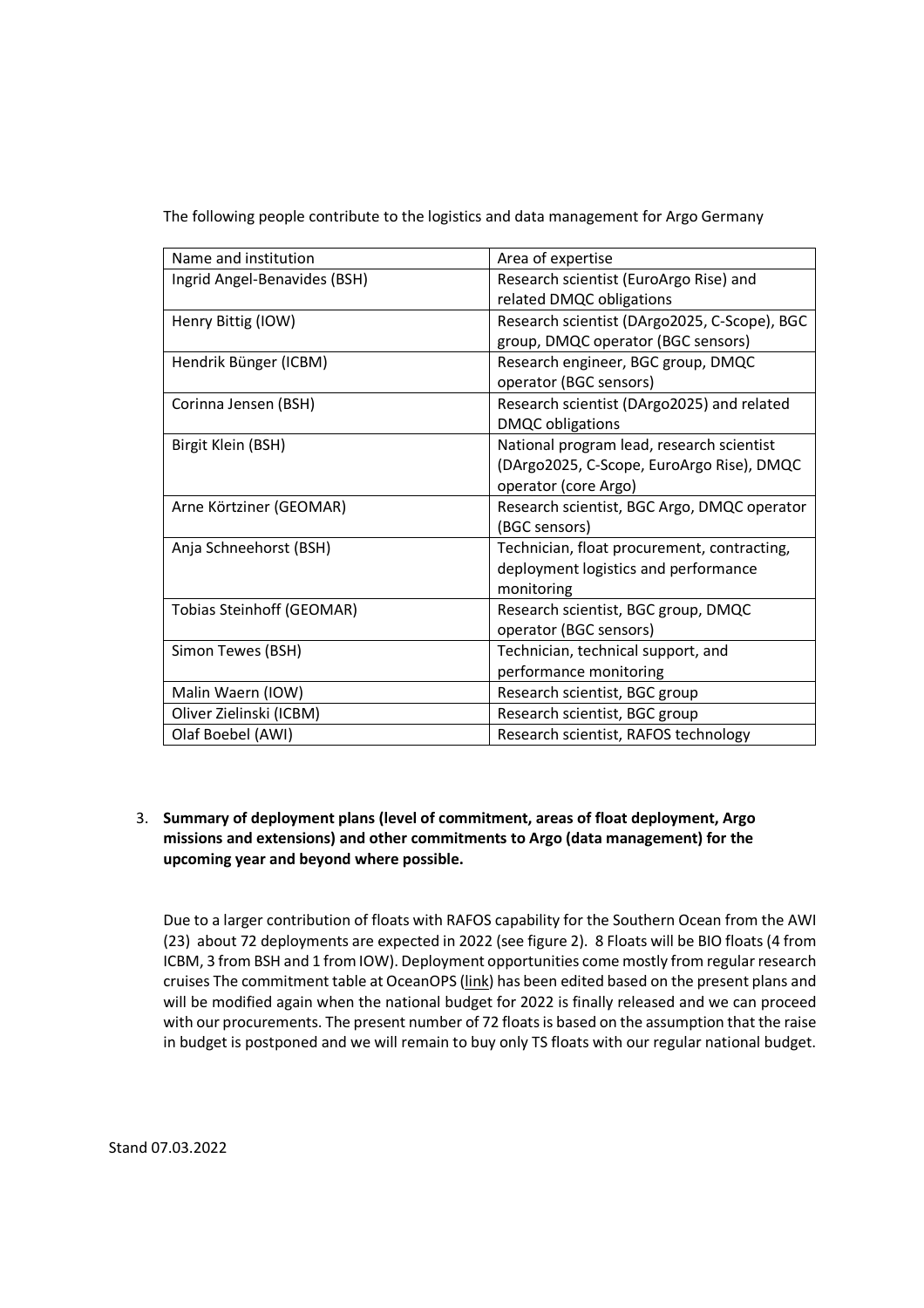The following people contribute to the logistics and data management for Argo Germany

| Name and institution | Area of expertise |
| --- | --- |
| Ingrid Angel-Benavides (BSH) | Research scientist (EuroArgo Rise) and related DMQC obligations |
| Henry Bittig (IOW) | Research scientist (DArgo2025, C-Scope), BGC group, DMQC operator (BGC sensors) |
| Hendrik Bünger (ICBM) | Research engineer, BGC group, DMQC operator (BGC sensors) |
| Corinna Jensen (BSH) | Research scientist (DArgo2025) and related DMQC obligations |
| Birgit Klein (BSH) | National program lead, research scientist (DArgo2025, C-Scope, EuroArgo Rise), DMQC operator (core Argo) |
| Arne Körtzinger (GEOMAR) | Research scientist, BGC Argo, DMQC operator (BGC sensors) |
| Anja Schneehorst (BSH) | Technician, float procurement, contracting, deployment logistics and performance monitoring |
| Tobias Steinhoff (GEOMAR) | Research scientist, BGC group, DMQC operator (BGC sensors) |
| Simon Tewes (BSH) | Technician, technical support, and performance monitoring |
| Malin Waern (IOW) | Research scientist, BGC group |
| Oliver Zielinski (ICBM) | Research scientist, BGC group |
| Olaf Boebel (AWI) | Research scientist, RAFOS technology |

3. **Summary of deployment plans (level of commitment, areas of float deployment, Argo missions and extensions) and other commitments to Argo (data management) for the upcoming year and beyond where possible.**

Due to a larger contribution of floats with RAFOS capability for the Southern Ocean from the AWI (23) about 72 deployments are expected in 2022 (see figure 2). 8 Floats will be BIO floats (4 from ICBM, 3 from BSH and 1 from IOW). Deployment opportunities come mostly from regular research cruises The commitment table at OceanOPS (link) has been edited based on the present plans and will be modified again when the national budget for 2022 is finally released and we can proceed with our procurements. The present number of 72 floats is based on the assumption that the raise in budget is postponed and we will remain to buy only TS floats with our regular national budget.

Stand 07.03.2022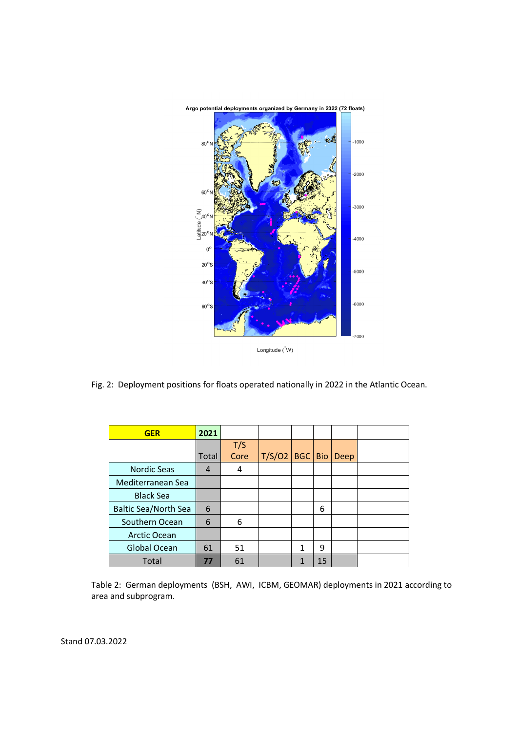Fig. 2: Deployment positions for floats operated nationally in 2022 in the Atlantic Ocean.

| GER | 2021 | | | | | | |
|---|---|---|---|---|---|---|---|
| | Total | T/S Core | T/S/O2 | BGC | Bio | Deep | |
| Nordic Seas | 4 | 4 | | | | | |
| Mediterranean Sea | | | | | | | |
| Black Sea | | | | | | | |
| Baltic Sea/North Sea | 6 | | | | 6 | | |
| Southern Ocean | 6 | 6 | | | | | |
| Arctic Ocean | | | | | | | |
| Global Ocean | 61 | 51 | | 1 | 9 | | |
| Total | 77 | 61 | | 1 | 15 | | |

Table 2: German deployments (BSH, AWI, ICBM, GEOMAR) deployments in 2021 according to area and subprogram.

Stand 07.03.2022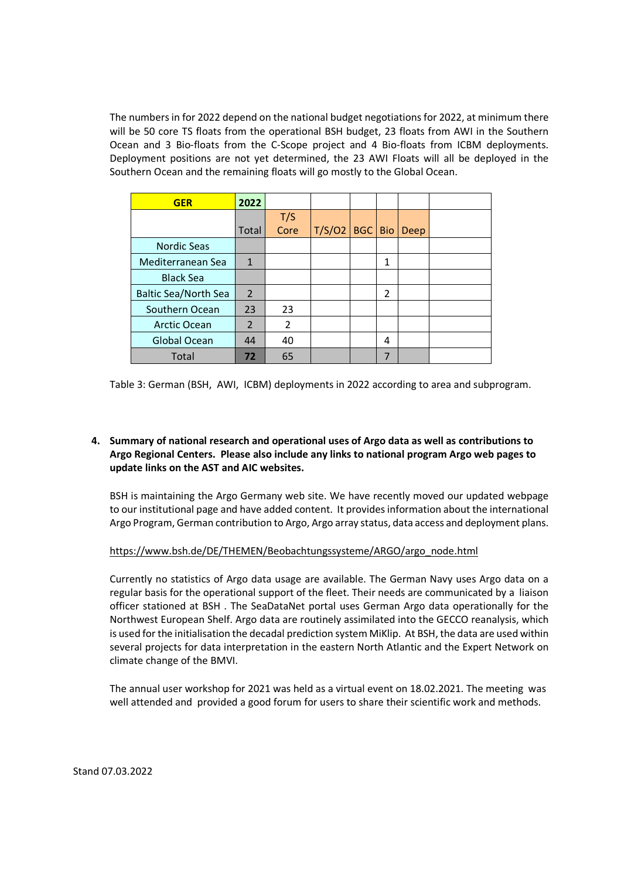The numbers in for 2022 depend on the national budget negotiations for 2022, at minimum there will be 50 core TS floats from the operational BSH budget, 23 floats from AWI in the Southern Ocean and 3 Bio-floats from the C-Scope project and 4 Bio-floats from ICBM deployments. Deployment positions are not yet determined, the 23 AWI Floats will all be deployed in the Southern Ocean and the remaining floats will go mostly to the Global Ocean.

| GER | 2022 | | | | | | |
|---|---|---|---|---|---|---|---|
| | Total | T/S Core | T/S/O2 | BGC | Bio | Deep | |
| Nordic Seas | | | | | | | |
| Mediterranean Sea | 1 | | | | 1 | | |
| Black Sea | | | | | | | |
| Baltic Sea/North Sea | 2 | | | | 2 | | |
| Southern Ocean | 23 | 23 | | | | | |
| Arctic Ocean | 2 | 2 | | | | | |
| Global Ocean | 44 | 40 | | | 4 | | |
| Total | **72** | 65 | | | 7 | | |

Table 3: German (BSH, AWI, ICBM) deployments in 2022 according to area and subprogram.

**4. Summary of national research and operational uses of Argo data as well as contributions to Argo Regional Centers. Please also include any links to national program Argo web pages to update links on the AST and AIC websites.**

BSH is maintaining the Argo Germany web site. We have recently moved our updated webpage to our institutional page and have added content. It provides information about the international Argo Program, German contribution to Argo, Argo array status, data access and deployment plans.

https://www.bsh.de/DE/THEMEN/Beobachtungssysteme/ARGO/argo_node.html

Currently no statistics of Argo data usage are available. The German Navy uses Argo data on a regular basis for the operational support of the fleet. Their needs are communicated by a liaison officer stationed at BSH . The SeaDataNet portal uses German Argo data operationally for the Northwest European Shelf. Argo data are routinely assimilated into the GECCO reanalysis, which is used for the initialisation the decadal prediction system MiKlip. At BSH, the data are used within several projects for data interpretation in the eastern North Atlantic and the Expert Network on climate change of the BMVI.

The annual user workshop for 2021 was held as a virtual event on 18.02.2021. The meeting was well attended and provided a good forum for users to share their scientific work and methods.

Stand 07.03.2022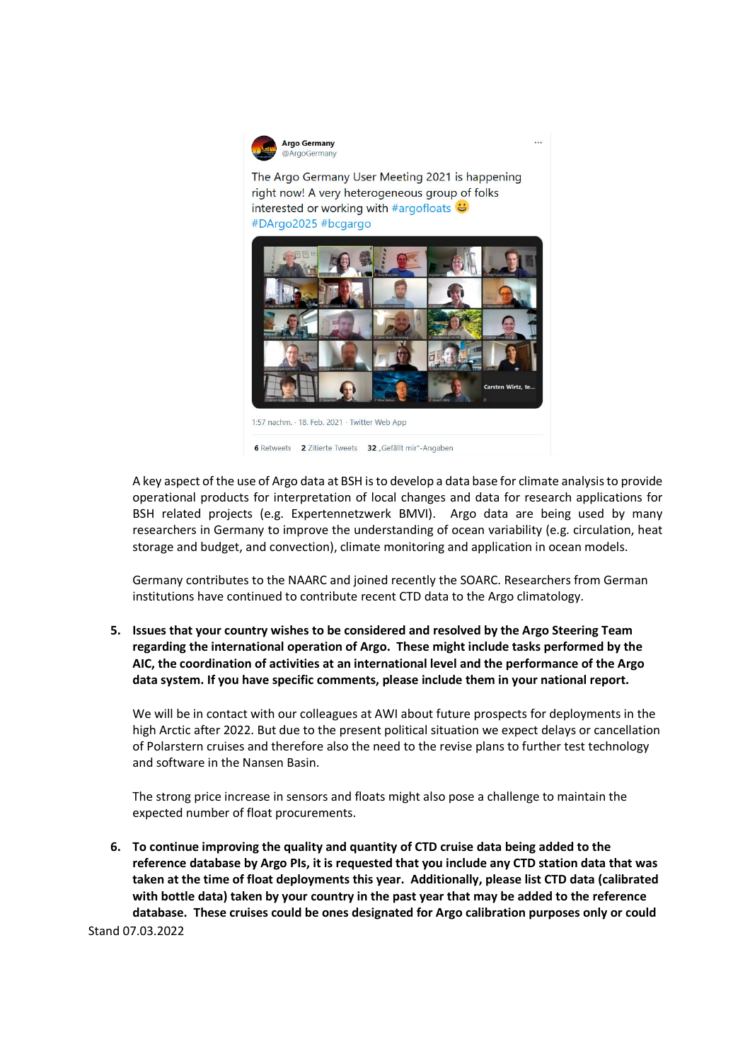> **Argo Germany** @ArgoGermany
>
> The Argo Germany User Meeting 2021 is happening right now! A very heterogeneous group of folks interested or working with #argofloats 😃 #DArgo2025 #bcgargo
>
> 1:57 nachm. · 18. Feb. 2021 · Twitter Web App
>
> 6 Retweets 2 Zitierte Tweets 32 „Gefällt mir"-Angaben

A key aspect of the use of Argo data at BSH is to develop a data base for climate analysis to provide operational products for interpretation of local changes and data for research applications for BSH related projects (e.g. Expertennetzwerk BMVI). Argo data are being used by many researchers in Germany to improve the understanding of ocean variability (e.g. circulation, heat storage and budget, and convection), climate monitoring and application in ocean models.

Germany contributes to the NAARC and joined recently the SOARC. Researchers from German institutions have continued to contribute recent CTD data to the Argo climatology.

5. **Issues that your country wishes to be considered and resolved by the Argo Steering Team regarding the international operation of Argo. These might include tasks performed by the AIC, the coordination of activities at an international level and the performance of the Argo data system. If you have specific comments, please include them in your national report.**

   We will be in contact with our colleagues at AWI about future prospects for deployments in the high Arctic after 2022. But due to the present political situation we expect delays or cancellation of Polarstern cruises and therefore also the need to the revise plans to further test technology and software in the Nansen Basin.

   The strong price increase in sensors and floats might also pose a challenge to maintain the expected number of float procurements.

6. **To continue improving the quality and quantity of CTD cruise data being added to the reference database by Argo PIs, it is requested that you include any CTD station data that was taken at the time of float deployments this year. Additionally, please list CTD data (calibrated with bottle data) taken by your country in the past year that may be added to the reference database. These cruises could be ones designated for Argo calibration purposes only or could**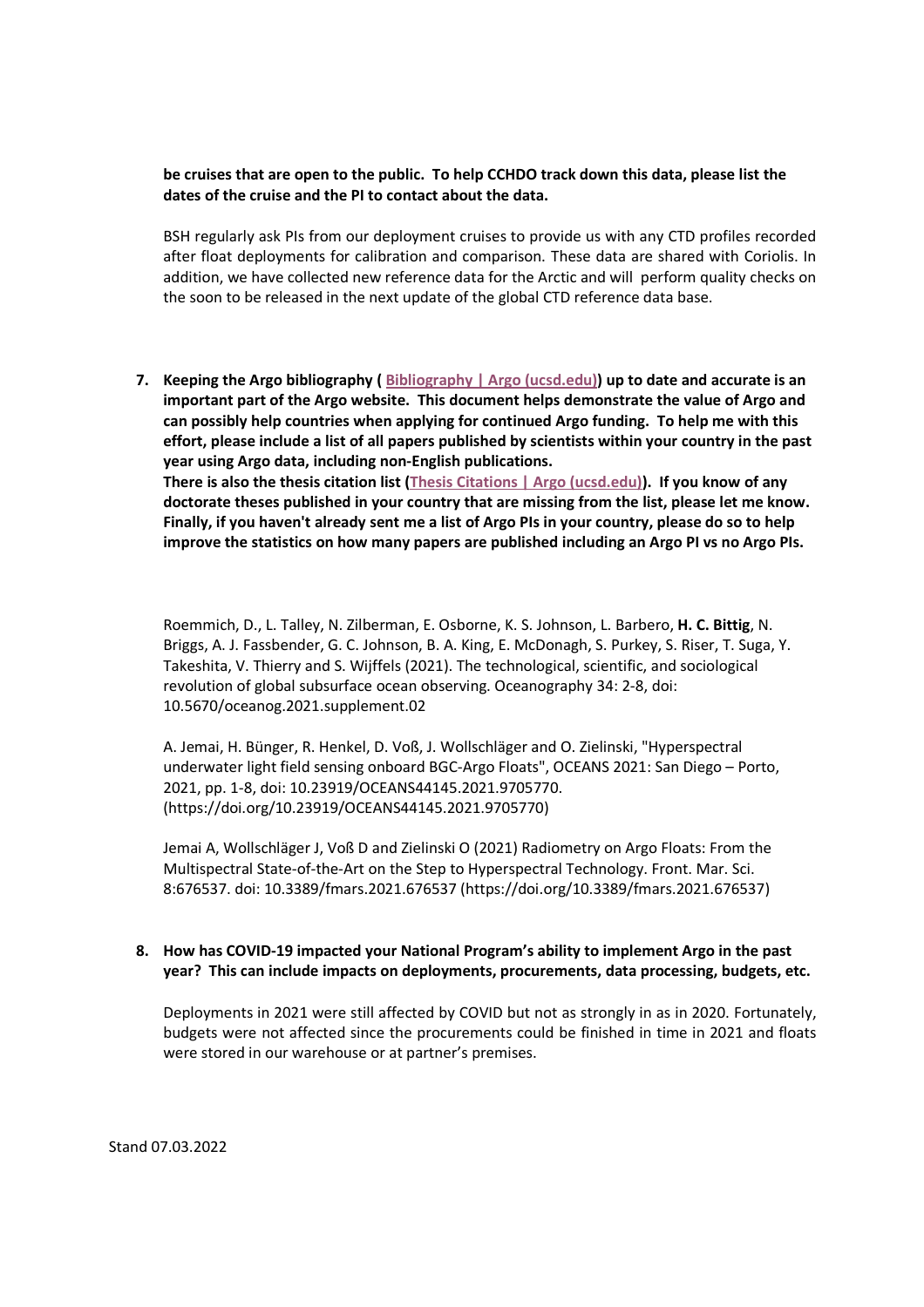**be cruises that are open to the public. To help CCHDO track down this data, please list the dates of the cruise and the PI to contact about the data.**

BSH regularly ask PIs from our deployment cruises to provide us with any CTD profiles recorded after float deployments for calibration and comparison. These data are shared with Coriolis. In addition, we have collected new reference data for the Arctic and will perform quality checks on the soon to be released in the next update of the global CTD reference data base.

7. **Keeping the Argo bibliography ( [Bibliography | Argo (ucsd.edu)]) up to date and accurate is an important part of the Argo website. This document helps demonstrate the value of Argo and can possibly help countries when applying for continued Argo funding. To help me with this effort, please include a list of all papers published by scientists within your country in the past year using Argo data, including non-English publications.**
   **There is also the thesis citation list ([Thesis Citations | Argo (ucsd.edu)]). If you know of any doctorate theses published in your country that are missing from the list, please let me know. Finally, if you haven't already sent me a list of Argo PIs in your country, please do so to help improve the statistics on how many papers are published including an Argo PI vs no Argo PIs.**

   Roemmich, D., L. Talley, N. Zilberman, E. Osborne, K. S. Johnson, L. Barbero, **H. C. Bittig**, N. Briggs, A. J. Fassbender, G. C. Johnson, B. A. King, E. McDonagh, S. Purkey, S. Riser, T. Suga, Y. Takeshita, V. Thierry and S. Wijffels (2021). The technological, scientific, and sociological revolution of global subsurface ocean observing. Oceanography 34: 2-8, doi: 10.5670/oceanog.2021.supplement.02

   A. Jemai, H. Bünger, R. Henkel, D. Voß, J. Wollschläger and O. Zielinski, "Hyperspectral underwater light field sensing onboard BGC-Argo Floats", OCEANS 2021: San Diego – Porto, 2021, pp. 1-8, doi: 10.23919/OCEANS44145.2021.9705770. (https://doi.org/10.23919/OCEANS44145.2021.9705770)

   Jemai A, Wollschläger J, Voß D and Zielinski O (2021) Radiometry on Argo Floats: From the Multispectral State-of-the-Art on the Step to Hyperspectral Technology. Front. Mar. Sci. 8:676537. doi: 10.3389/fmars.2021.676537 (https://doi.org/10.3389/fmars.2021.676537)

8. **How has COVID-19 impacted your National Program's ability to implement Argo in the past year? This can include impacts on deployments, procurements, data processing, budgets, etc.**

   Deployments in 2021 were still affected by COVID but not as strongly in as in 2020. Fortunately, budgets were not affected since the procurements could be finished in time in 2021 and floats were stored in our warehouse or at partner's premises.

Stand 07.03.2022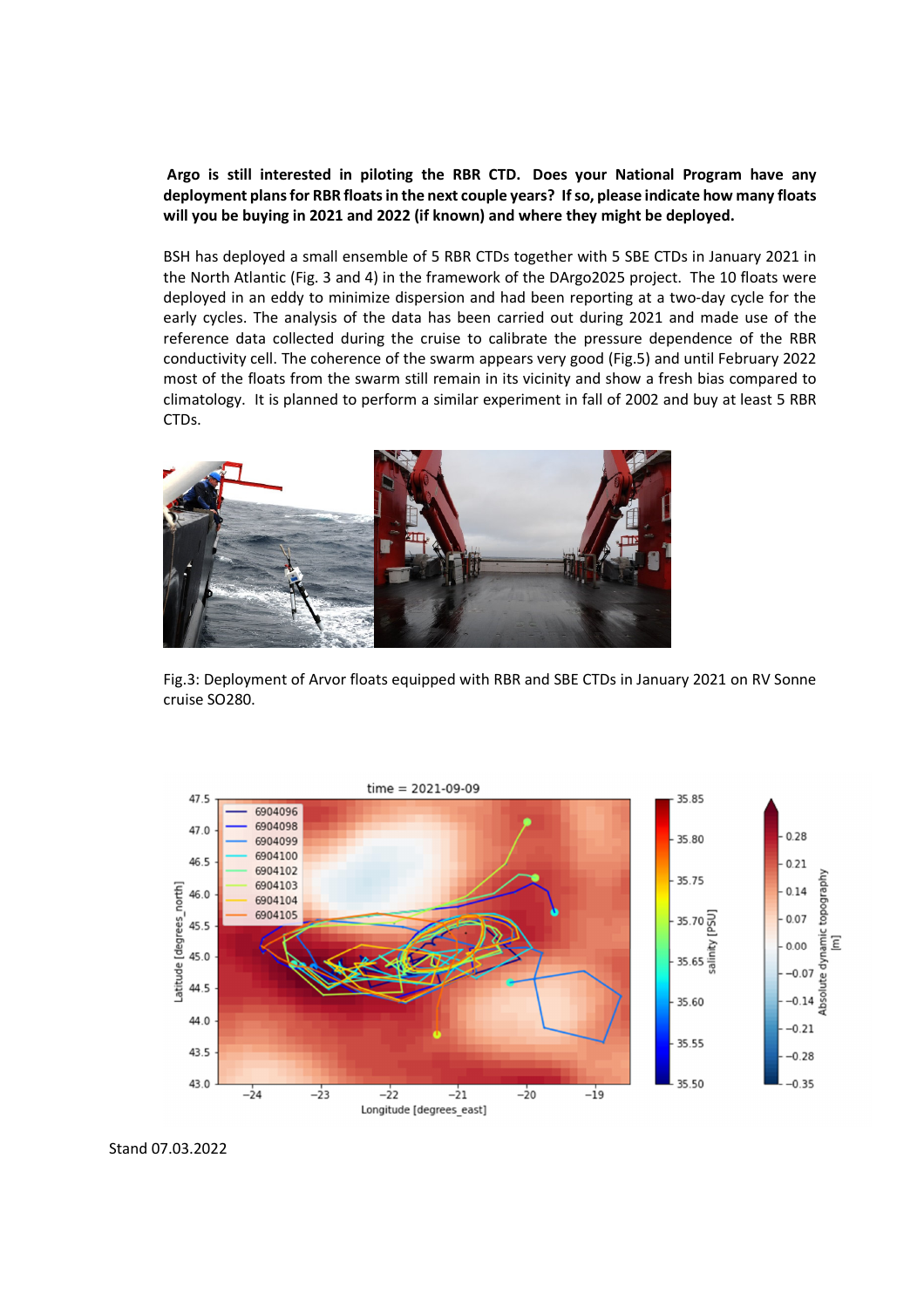**Argo is still interested in piloting the RBR CTD. Does your National Program have any deployment plans for RBR floats in the next couple years? If so, please indicate how many floats will you be buying in 2021 and 2022 (if known) and where they might be deployed.**

BSH has deployed a small ensemble of 5 RBR CTDs together with 5 SBE CTDs in January 2021 in the North Atlantic (Fig. 3 and 4) in the framework of the DArgo2025 project. The 10 floats were deployed in an eddy to minimize dispersion and had been reporting at a two-day cycle for the early cycles. The analysis of the data has been carried out during 2021 and made use of the reference data collected during the cruise to calibrate the pressure dependence of the RBR conductivity cell. The coherence of the swarm appears very good (Fig.5) and until February 2022 most of the floats from the swarm still remain in its vicinity and show a fresh bias compared to climatology. It is planned to perform a similar experiment in fall of 2002 and buy at least 5 RBR CTDs.

Fig.3: Deployment of Arvor floats equipped with RBR and SBE CTDs in January 2021 on RV Sonne cruise SO280.

Stand 07.03.2022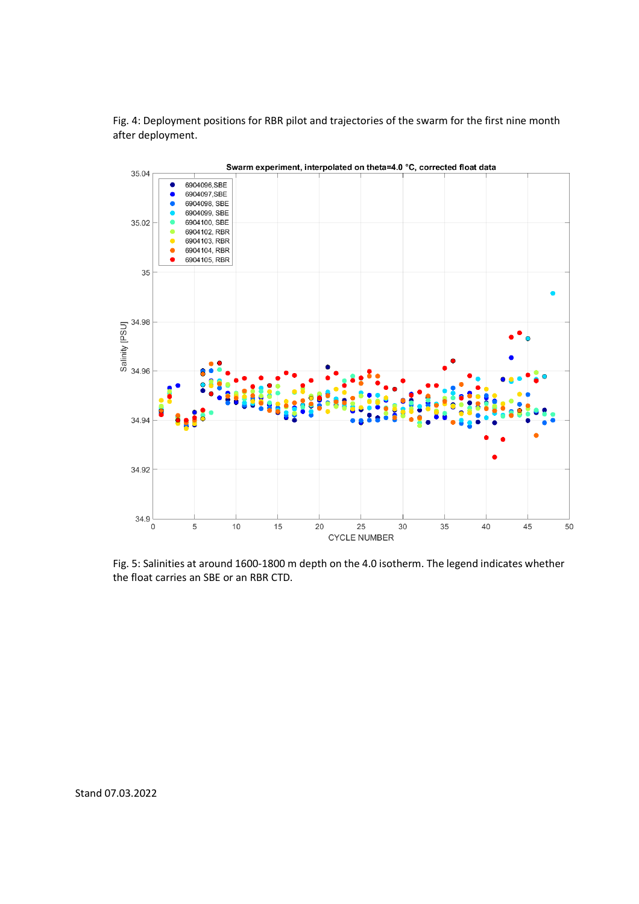Fig. 4: Deployment positions for RBR pilot and trajectories of the swarm for the first nine month after deployment.

Swarm experiment, interpolated on theta=4.0 °C, corrected float data

6904096,SBE
6904097,SBE
6904098, SBE
6904099, SBE
6904100, SBE
6904102, RBR
6904103, RBR
6904104, RBR
6904105, RBR

Salinity [PSU]

35.04
35.02
35
34.98
34.96
34.94
34.92
34.9

0
5
10
15
20
25
30
35
40
45
50

CYCLE NUMBER

Fig. 5: Salinities at around 1600-1800 m depth on the 4.0 isotherm. The legend indicates whether the float carries an SBE or an RBR CTD.

Stand 07.03.2022